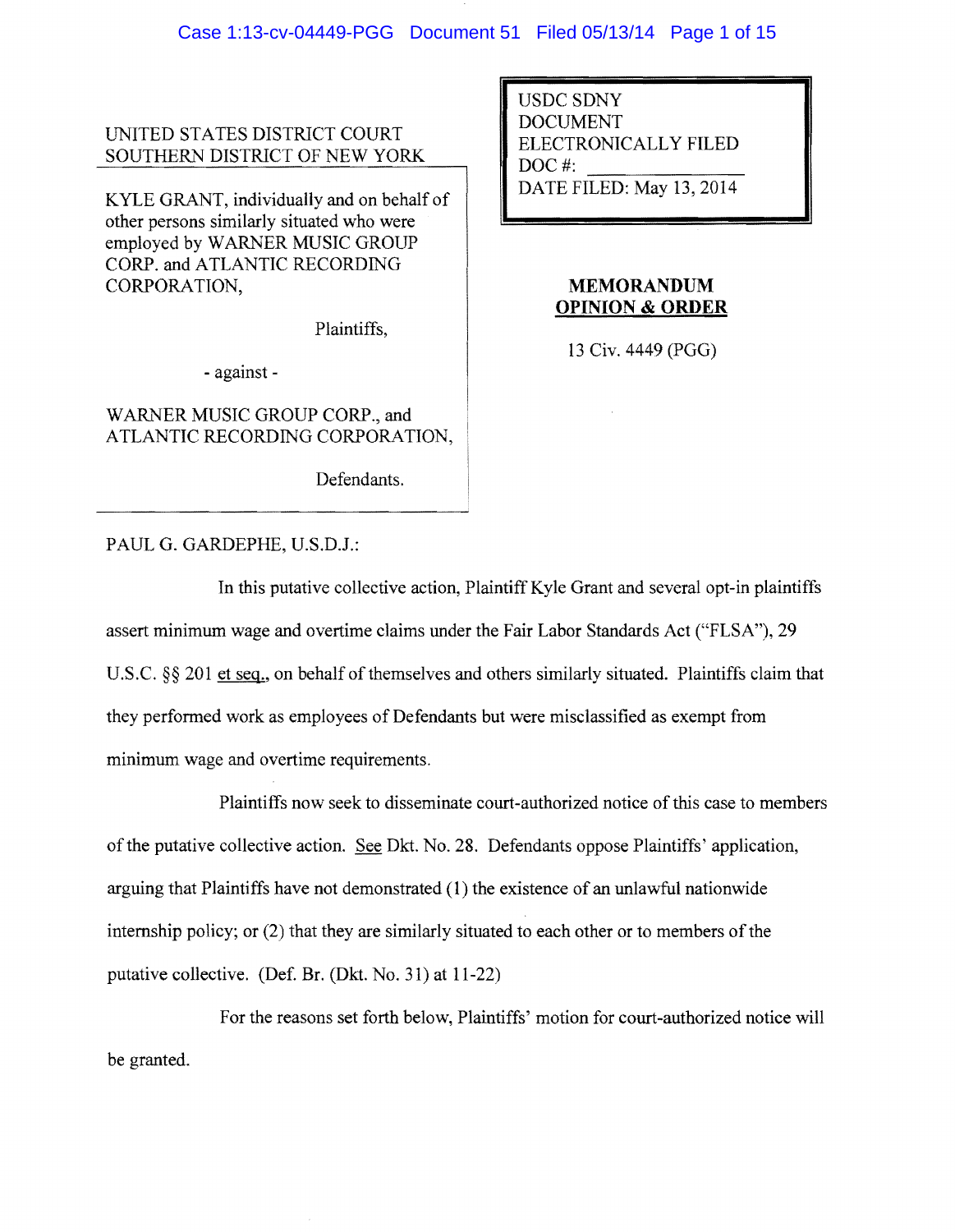UNITED STATES DISTRICT COURT
SOUTHERN DISTRICT OF NEW YORK

KYLE GRANT, individually and on behalf of other persons similarly situated who were employed by WARNER MUSIC GROUP CORP. and ATLANTIC RECORDING CORPORATION,

Plaintiffs,

- against -

WARNER MUSIC GROUP CORP., and ATLANTIC RECORDING CORPORATION,

Defendants.

USDC SDNY
DOCUMENT
ELECTRONICALLY FILED
DOC #: \_\_\_\_\_\_\_\_\_\_
DATE FILED: May 13, 2014

**MEMORANDUM OPINION & ORDER**

13 Civ. 4449 (PGG)

PAUL G. GARDEPHE, U.S.D.J.:

In this putative collective action, Plaintiff Kyle Grant and several opt-in plaintiffs assert minimum wage and overtime claims under the Fair Labor Standards Act ("FLSA"), 29 U.S.C. §§ 201 et seq., on behalf of themselves and others similarly situated. Plaintiffs claim that they performed work as employees of Defendants but were misclassified as exempt from minimum wage and overtime requirements.

Plaintiffs now seek to disseminate court-authorized notice of this case to members of the putative collective action. See Dkt. No. 28. Defendants oppose Plaintiffs' application, arguing that Plaintiffs have not demonstrated (1) the existence of an unlawful nationwide internship policy; or (2) that they are similarly situated to each other or to members of the putative collective. (Def. Br. (Dkt. No. 31) at 11-22)

For the reasons set forth below, Plaintiffs' motion for court-authorized notice will be granted.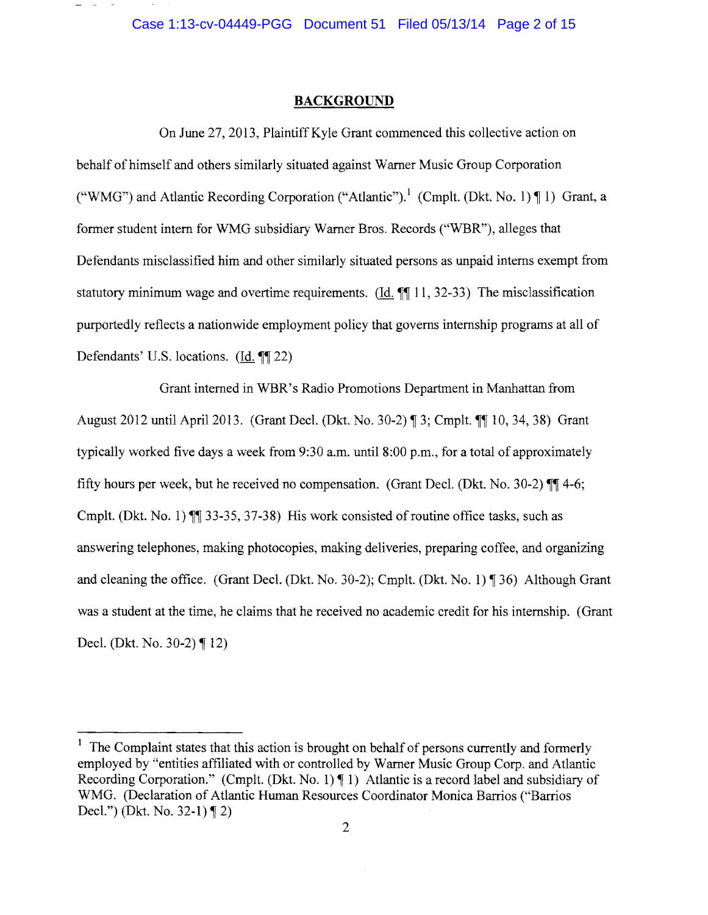## BACKGROUND

On June 27, 2013, Plaintiff Kyle Grant commenced this collective action on behalf of himself and others similarly situated against Warner Music Group Corporation ("WMG") and Atlantic Recording Corporation ("Atlantic").[1] (Cmplt. (Dkt. No. 1) ¶ 1) Grant, a former student intern for WMG subsidiary Warner Bros. Records ("WBR"), alleges that Defendants misclassified him and other similarly situated persons as unpaid interns exempt from statutory minimum wage and overtime requirements. (Id. ¶¶ 11, 32-33) The misclassification purportedly reflects a nationwide employment policy that governs internship programs at all of Defendants' U.S. locations. (Id. ¶¶ 22)

Grant interned in WBR's Radio Promotions Department in Manhattan from August 2012 until April 2013. (Grant Decl. (Dkt. No. 30-2) ¶ 3; Cmplt. ¶¶ 10, 34, 38) Grant typically worked five days a week from 9:30 a.m. until 8:00 p.m., for a total of approximately fifty hours per week, but he received no compensation. (Grant Decl. (Dkt. No. 30-2) ¶¶ 4-6; Cmplt. (Dkt. No. 1) ¶¶ 33-35, 37-38) His work consisted of routine office tasks, such as answering telephones, making photocopies, making deliveries, preparing coffee, and organizing and cleaning the office. (Grant Decl. (Dkt. No. 30-2); Cmplt. (Dkt. No. 1) ¶ 36) Although Grant was a student at the time, he claims that he received no academic credit for his internship. (Grant Decl. (Dkt. No. 30-2) ¶ 12)

---

[1] The Complaint states that this action is brought on behalf of persons currently and formerly employed by "entities affiliated with or controlled by Warner Music Group Corp. and Atlantic Recording Corporation." (Cmplt. (Dkt. No. 1) ¶ 1) Atlantic is a record label and subsidiary of WMG. (Declaration of Atlantic Human Resources Coordinator Monica Barrios ("Barrios Decl.") (Dkt. No. 32-1) ¶ 2)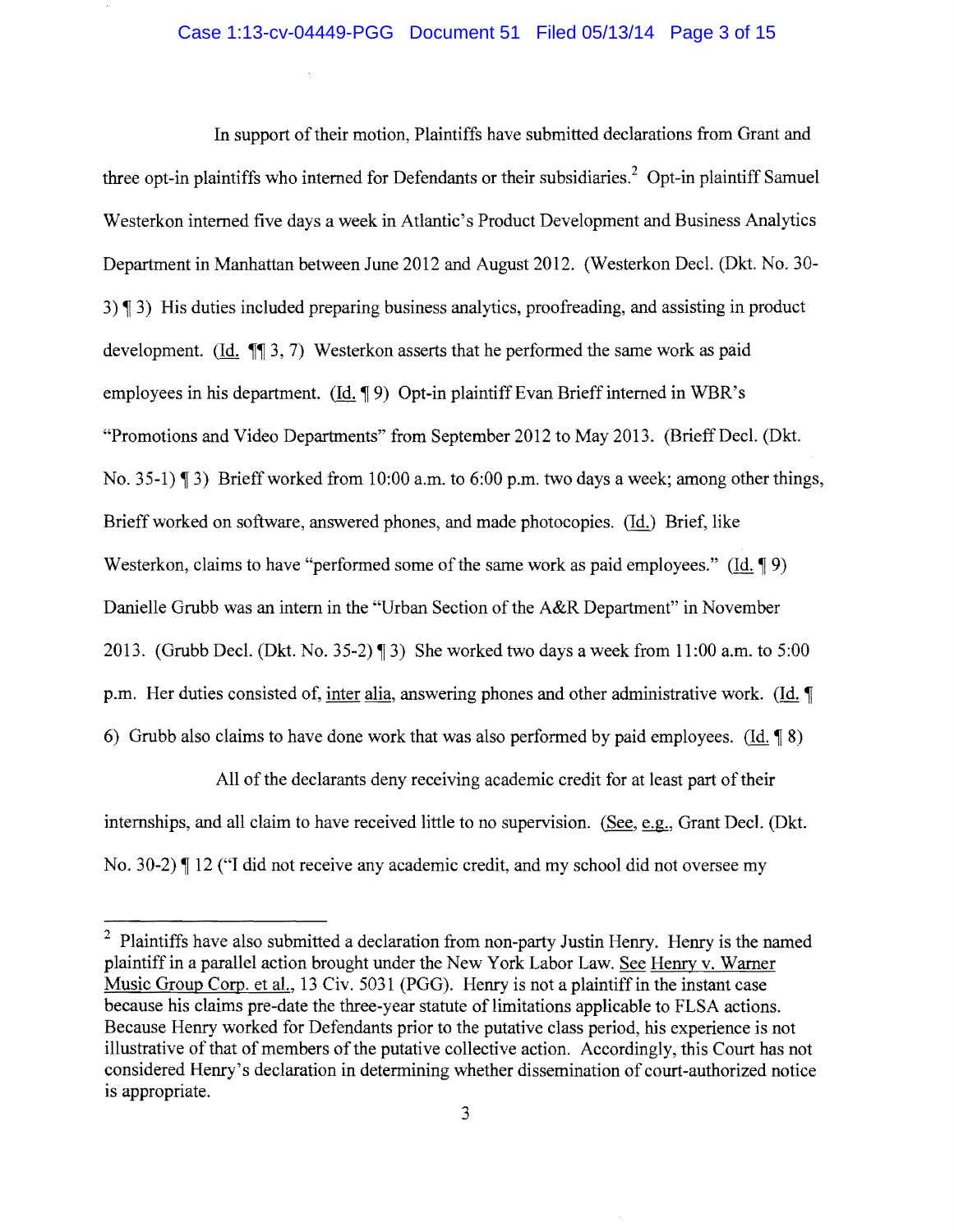In support of their motion, Plaintiffs have submitted declarations from Grant and three opt-in plaintiffs who interned for Defendants or their subsidiaries.[2] Opt-in plaintiff Samuel Westerkon interned five days a week in Atlantic's Product Development and Business Analytics Department in Manhattan between June 2012 and August 2012. (Westerkon Decl. (Dkt. No. 30-3) ¶ 3) His duties included preparing business analytics, proofreading, and assisting in product development. (Id. ¶¶ 3, 7) Westerkon asserts that he performed the same work as paid employees in his department. (Id. ¶ 9) Opt-in plaintiff Evan Brieff interned in WBR's "Promotions and Video Departments" from September 2012 to May 2013. (Brieff Decl. (Dkt. No. 35-1) ¶ 3) Brieff worked from 10:00 a.m. to 6:00 p.m. two days a week; among other things, Brieff worked on software, answered phones, and made photocopies. (Id.) Brief, like Westerkon, claims to have "performed some of the same work as paid employees." (Id. ¶ 9) Danielle Grubb was an intern in the "Urban Section of the A&R Department" in November 2013. (Grubb Decl. (Dkt. No. 35-2) ¶ 3) She worked two days a week from 11:00 a.m. to 5:00 p.m. Her duties consisted of, inter alia, answering phones and other administrative work. (Id. ¶ 6) Grubb also claims to have done work that was also performed by paid employees. (Id. ¶ 8)

All of the declarants deny receiving academic credit for at least part of their internships, and all claim to have received little to no supervision. (See, e.g., Grant Decl. (Dkt. No. 30-2) ¶ 12 ("I did not receive any academic credit, and my school did not oversee my

---

[2] Plaintiffs have also submitted a declaration from non-party Justin Henry. Henry is the named plaintiff in a parallel action brought under the New York Labor Law. See Henry v. Warner Music Group Corp. et al., 13 Civ. 5031 (PGG). Henry is not a plaintiff in the instant case because his claims pre-date the three-year statute of limitations applicable to FLSA actions. Because Henry worked for Defendants prior to the putative class period, his experience is not illustrative of that of members of the putative collective action. Accordingly, this Court has not considered Henry's declaration in determining whether dissemination of court-authorized notice is appropriate.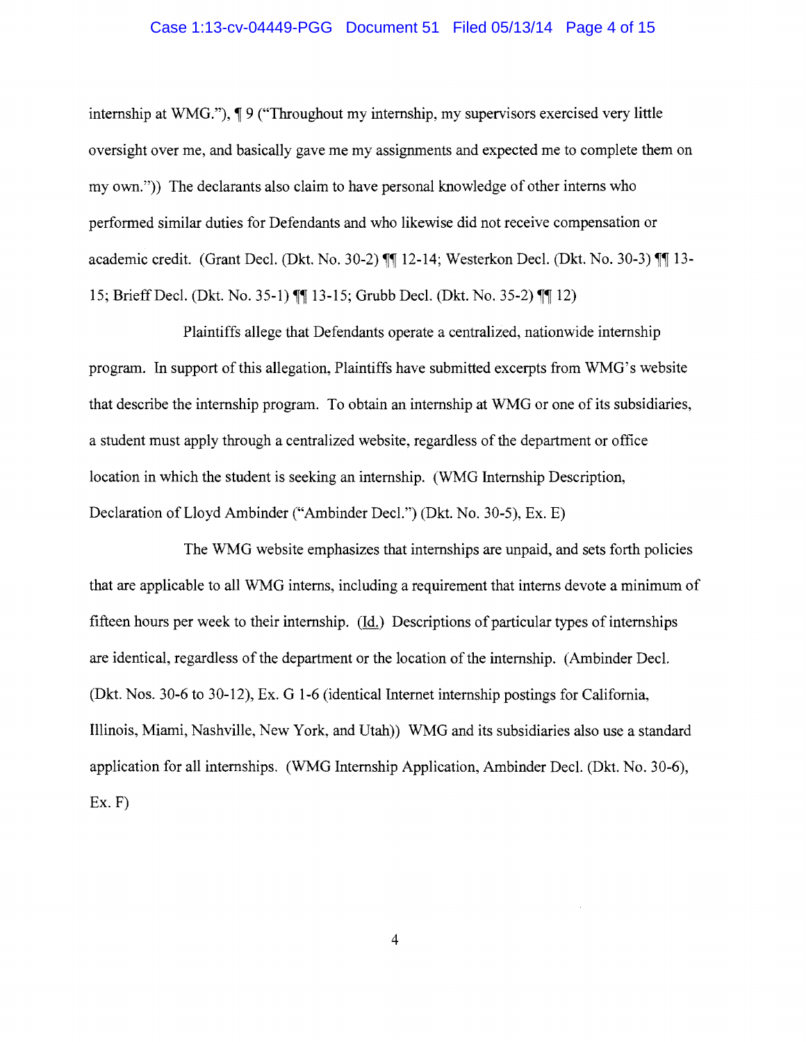internship at WMG."), ¶ 9 ("Throughout my internship, my supervisors exercised very little oversight over me, and basically gave me my assignments and expected me to complete them on my own.")) The declarants also claim to have personal knowledge of other interns who performed similar duties for Defendants and who likewise did not receive compensation or academic credit. (Grant Decl. (Dkt. No. 30-2) ¶¶ 12-14; Westerkon Decl. (Dkt. No. 30-3) ¶¶ 13-15; Brieff Decl. (Dkt. No. 35-1) ¶¶ 13-15; Grubb Decl. (Dkt. No. 35-2) ¶¶ 12)

Plaintiffs allege that Defendants operate a centralized, nationwide internship program. In support of this allegation, Plaintiffs have submitted excerpts from WMG's website that describe the internship program. To obtain an internship at WMG or one of its subsidiaries, a student must apply through a centralized website, regardless of the department or office location in which the student is seeking an internship. (WMG Internship Description, Declaration of Lloyd Ambinder ("Ambinder Decl.") (Dkt. No. 30-5), Ex. E)

The WMG website emphasizes that internships are unpaid, and sets forth policies that are applicable to all WMG interns, including a requirement that interns devote a minimum of fifteen hours per week to their internship. (Id.) Descriptions of particular types of internships are identical, regardless of the department or the location of the internship. (Ambinder Decl. (Dkt. Nos. 30-6 to 30-12), Ex. G 1-6 (identical Internet internship postings for California, Illinois, Miami, Nashville, New York, and Utah)) WMG and its subsidiaries also use a standard application for all internships. (WMG Internship Application, Ambinder Decl. (Dkt. No. 30-6), Ex. F)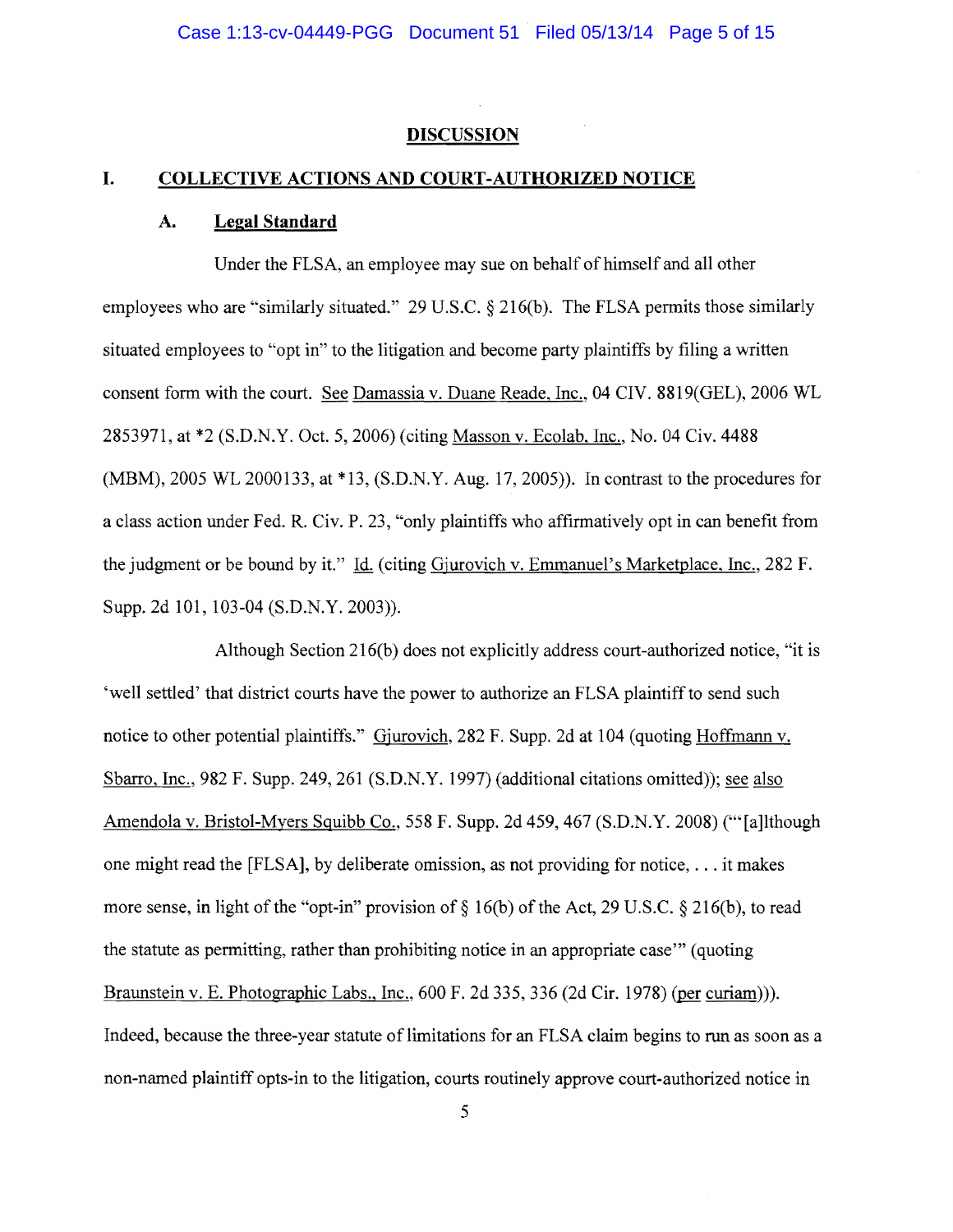## DISCUSSION

### I. COLLECTIVE ACTIONS AND COURT-AUTHORIZED NOTICE

#### A. Legal Standard

Under the FLSA, an employee may sue on behalf of himself and all other employees who are "similarly situated." 29 U.S.C. § 216(b). The FLSA permits those similarly situated employees to "opt in" to the litigation and become party plaintiffs by filing a written consent form with the court. See Damassia v. Duane Reade, Inc., 04 CIV. 8819(GEL), 2006 WL 2853971, at *2 (S.D.N.Y. Oct. 5, 2006) (citing Masson v. Ecolab, Inc., No. 04 Civ. 4488 (MBM), 2005 WL 2000133, at *13, (S.D.N.Y. Aug. 17, 2005)). In contrast to the procedures for a class action under Fed. R. Civ. P. 23, "only plaintiffs who affirmatively opt in can benefit from the judgment or be bound by it." Id. (citing Gjurovich v. Emmanuel's Marketplace, Inc., 282 F. Supp. 2d 101, 103-04 (S.D.N.Y. 2003)).

Although Section 216(b) does not explicitly address court-authorized notice, "it is 'well settled' that district courts have the power to authorize an FLSA plaintiff to send such notice to other potential plaintiffs." Gjurovich, 282 F. Supp. 2d at 104 (quoting Hoffmann v. Sbarro, Inc., 982 F. Supp. 249, 261 (S.D.N.Y. 1997) (additional citations omitted)); see also Amendola v. Bristol-Myers Squibb Co., 558 F. Supp. 2d 459, 467 (S.D.N.Y. 2008) ("'[a]lthough one might read the [FLSA], by deliberate omission, as not providing for notice, . . . it makes more sense, in light of the "opt-in" provision of § 16(b) of the Act, 29 U.S.C. § 216(b), to read the statute as permitting, rather than prohibiting notice in an appropriate case'" (quoting Braunstein v. E. Photographic Labs., Inc., 600 F. 2d 335, 336 (2d Cir. 1978) (per curiam))). Indeed, because the three-year statute of limitations for an FLSA claim begins to run as soon as a non-named plaintiff opts-in to the litigation, courts routinely approve court-authorized notice in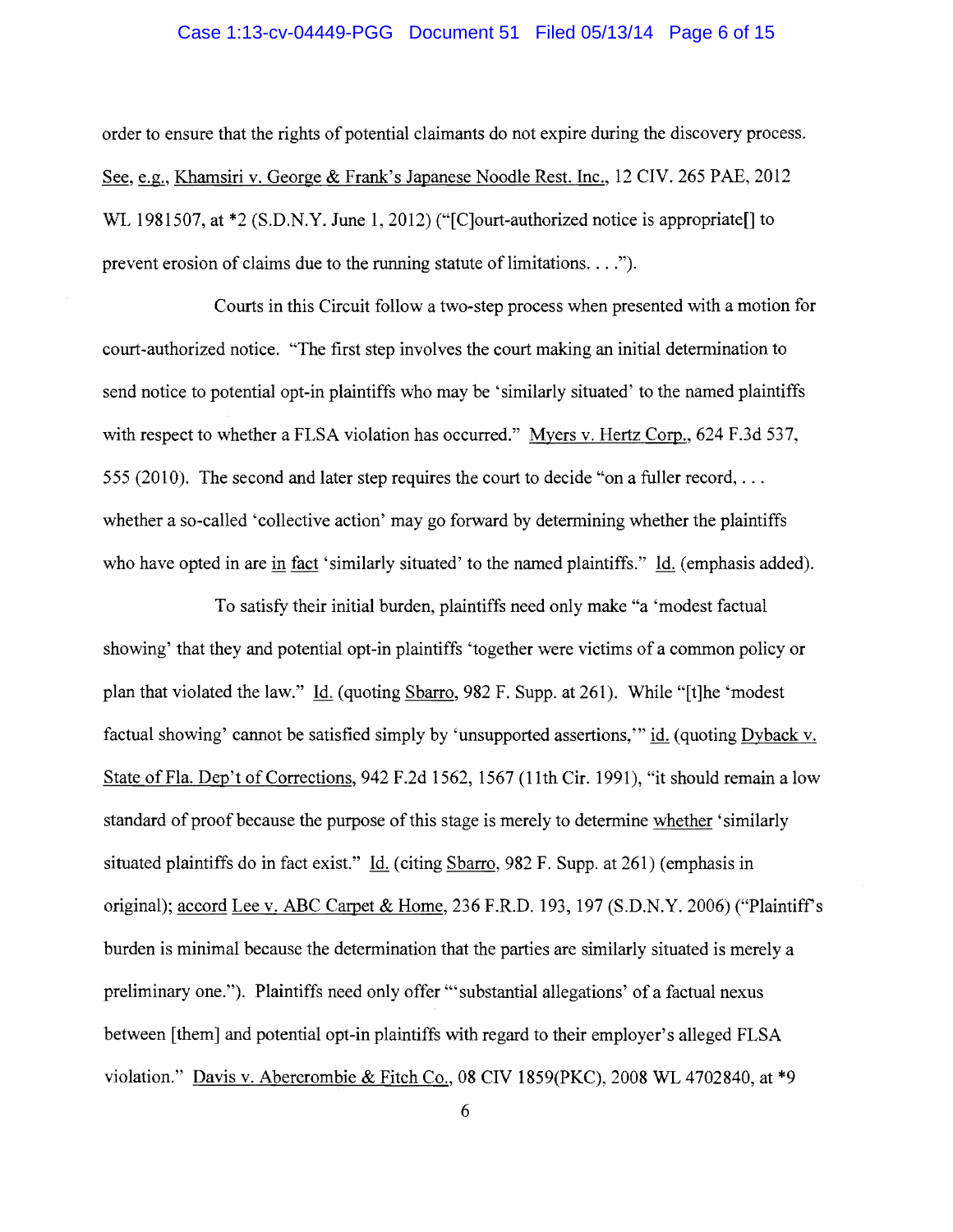order to ensure that the rights of potential claimants do not expire during the discovery process. See, e.g., Khamsiri v. George & Frank's Japanese Noodle Rest. Inc., 12 CIV. 265 PAE, 2012 WL 1981507, at *2 (S.D.N.Y. June 1, 2012) ("[C]ourt-authorized notice is appropriate[] to prevent erosion of claims due to the running statute of limitations. . . .").

Courts in this Circuit follow a two-step process when presented with a motion for court-authorized notice. "The first step involves the court making an initial determination to send notice to potential opt-in plaintiffs who may be 'similarly situated' to the named plaintiffs with respect to whether a FLSA violation has occurred." Myers v. Hertz Corp., 624 F.3d 537, 555 (2010). The second and later step requires the court to decide "on a fuller record, . . . whether a so-called 'collective action' may go forward by determining whether the plaintiffs who have opted in are in fact 'similarly situated' to the named plaintiffs." Id. (emphasis added).

To satisfy their initial burden, plaintiffs need only make "a 'modest factual showing' that they and potential opt-in plaintiffs 'together were victims of a common policy or plan that violated the law." Id. (quoting Sbarro, 982 F. Supp. at 261). While "[t]he 'modest factual showing' cannot be satisfied simply by 'unsupported assertions,'" id. (quoting Dyback v. State of Fla. Dep't of Corrections, 942 F.2d 1562, 1567 (11th Cir. 1991), "it should remain a low standard of proof because the purpose of this stage is merely to determine whether 'similarly situated plaintiffs do in fact exist." Id. (citing Sbarro, 982 F. Supp. at 261) (emphasis in original); accord Lee v. ABC Carpet & Home, 236 F.R.D. 193, 197 (S.D.N.Y. 2006) ("Plaintiff's burden is minimal because the determination that the parties are similarly situated is merely a preliminary one."). Plaintiffs need only offer "'substantial allegations' of a factual nexus between [them] and potential opt-in plaintiffs with regard to their employer's alleged FLSA violation." Davis v. Abercrombie & Fitch Co., 08 CIV 1859(PKC), 2008 WL 4702840, at *9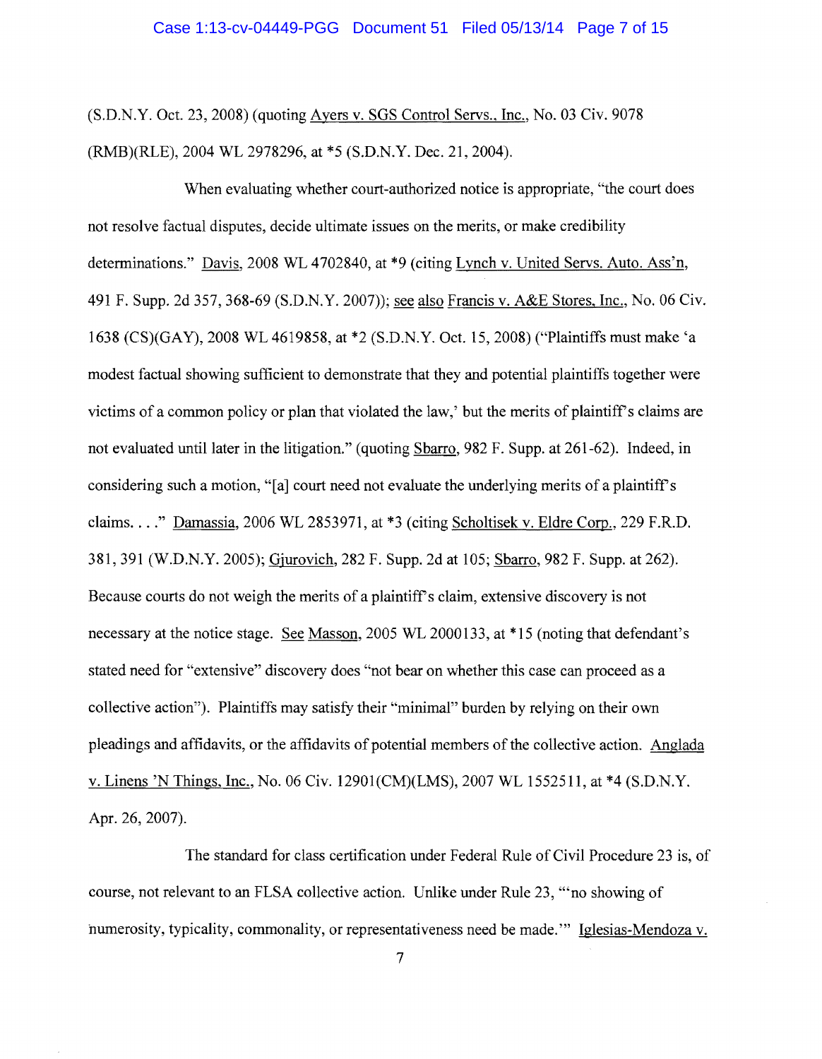(S.D.N.Y. Oct. 23, 2008) (quoting Ayers v. SGS Control Servs., Inc., No. 03 Civ. 9078 (RMB)(RLE), 2004 WL 2978296, at *5 (S.D.N.Y. Dec. 21, 2004).

When evaluating whether court-authorized notice is appropriate, "the court does not resolve factual disputes, decide ultimate issues on the merits, or make credibility determinations." Davis, 2008 WL 4702840, at *9 (citing Lynch v. United Servs. Auto. Ass'n, 491 F. Supp. 2d 357, 368-69 (S.D.N.Y. 2007)); see also Francis v. A&E Stores, Inc., No. 06 Civ. 1638 (CS)(GAY), 2008 WL 4619858, at *2 (S.D.N.Y. Oct. 15, 2008) ("Plaintiffs must make 'a modest factual showing sufficient to demonstrate that they and potential plaintiffs together were victims of a common policy or plan that violated the law,' but the merits of plaintiff's claims are not evaluated until later in the litigation." (quoting Sbarro, 982 F. Supp. at 261-62). Indeed, in considering such a motion, "[a] court need not evaluate the underlying merits of a plaintiff's claims. . . ." Damassia, 2006 WL 2853971, at *3 (citing Scholtisek v. Eldre Corp., 229 F.R.D. 381, 391 (W.D.N.Y. 2005); Gjurovich, 282 F. Supp. 2d at 105; Sbarro, 982 F. Supp. at 262). Because courts do not weigh the merits of a plaintiff's claim, extensive discovery is not necessary at the notice stage. See Masson, 2005 WL 2000133, at *15 (noting that defendant's stated need for "extensive" discovery does "not bear on whether this case can proceed as a collective action"). Plaintiffs may satisfy their "minimal" burden by relying on their own pleadings and affidavits, or the affidavits of potential members of the collective action. Anglada v. Linens 'N Things, Inc., No. 06 Civ. 12901(CM)(LMS), 2007 WL 1552511, at *4 (S.D.N.Y. Apr. 26, 2007).

The standard for class certification under Federal Rule of Civil Procedure 23 is, of course, not relevant to an FLSA collective action. Unlike under Rule 23, "'no showing of numerosity, typicality, commonality, or representativeness need be made.'" Iglesias-Mendoza v.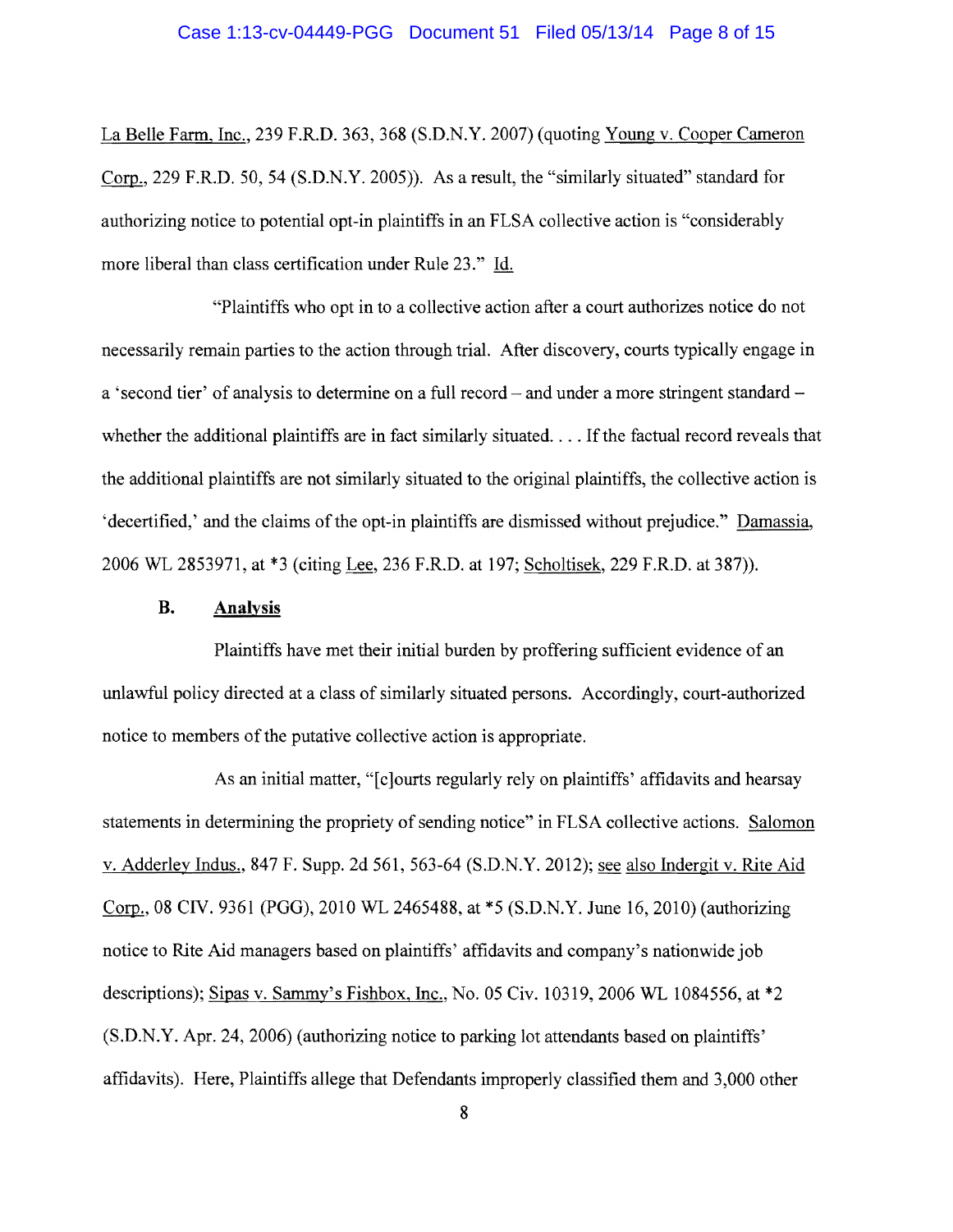La Belle Farm, Inc., 239 F.R.D. 363, 368 (S.D.N.Y. 2007) (quoting Young v. Cooper Cameron Corp., 229 F.R.D. 50, 54 (S.D.N.Y. 2005)). As a result, the "similarly situated" standard for authorizing notice to potential opt-in plaintiffs in an FLSA collective action is "considerably more liberal than class certification under Rule 23." Id.

"Plaintiffs who opt in to a collective action after a court authorizes notice do not necessarily remain parties to the action through trial. After discovery, courts typically engage in a 'second tier' of analysis to determine on a full record – and under a more stringent standard – whether the additional plaintiffs are in fact similarly situated. . . . If the factual record reveals that the additional plaintiffs are not similarly situated to the original plaintiffs, the collective action is 'decertified,' and the claims of the opt-in plaintiffs are dismissed without prejudice." Damassia, 2006 WL 2853971, at *3 (citing Lee, 236 F.R.D. at 197; Scholtisek, 229 F.R.D. at 387)).

### B. Analysis

Plaintiffs have met their initial burden by proffering sufficient evidence of an unlawful policy directed at a class of similarly situated persons. Accordingly, court-authorized notice to members of the putative collective action is appropriate.

As an initial matter, "[c]ourts regularly rely on plaintiffs' affidavits and hearsay statements in determining the propriety of sending notice" in FLSA collective actions. Salomon v. Adderley Indus., 847 F. Supp. 2d 561, 563-64 (S.D.N.Y. 2012); see also Indergit v. Rite Aid Corp., 08 CIV. 9361 (PGG), 2010 WL 2465488, at *5 (S.D.N.Y. June 16, 2010) (authorizing notice to Rite Aid managers based on plaintiffs' affidavits and company's nationwide job descriptions); Sipas v. Sammy's Fishbox, Inc., No. 05 Civ. 10319, 2006 WL 1084556, at *2 (S.D.N.Y. Apr. 24, 2006) (authorizing notice to parking lot attendants based on plaintiffs' affidavits). Here, Plaintiffs allege that Defendants improperly classified them and 3,000 other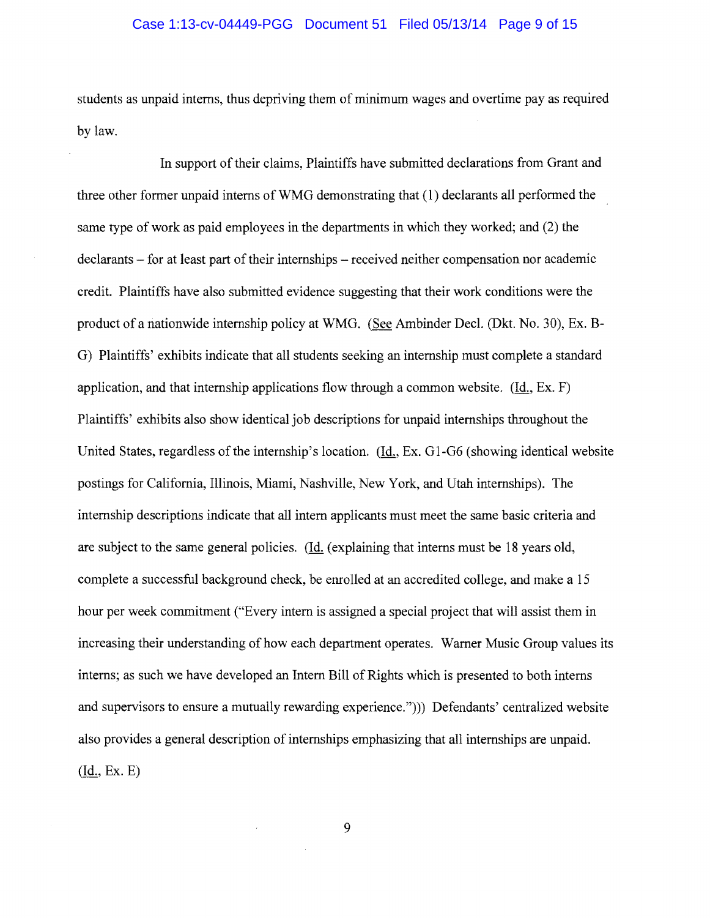students as unpaid interns, thus depriving them of minimum wages and overtime pay as required by law.

In support of their claims, Plaintiffs have submitted declarations from Grant and three other former unpaid interns of WMG demonstrating that (1) declarants all performed the same type of work as paid employees in the departments in which they worked; and (2) the declarants – for at least part of their internships – received neither compensation nor academic credit. Plaintiffs have also submitted evidence suggesting that their work conditions were the product of a nationwide internship policy at WMG. (See Ambinder Decl. (Dkt. No. 30), Ex. B-G) Plaintiffs' exhibits indicate that all students seeking an internship must complete a standard application, and that internship applications flow through a common website. (Id., Ex. F) Plaintiffs' exhibits also show identical job descriptions for unpaid internships throughout the United States, regardless of the internship's location. (Id., Ex. G1-G6 (showing identical website postings for California, Illinois, Miami, Nashville, New York, and Utah internships). The internship descriptions indicate that all intern applicants must meet the same basic criteria and are subject to the same general policies. (Id. (explaining that interns must be 18 years old, complete a successful background check, be enrolled at an accredited college, and make a 15 hour per week commitment ("Every intern is assigned a special project that will assist them in increasing their understanding of how each department operates. Warner Music Group values its interns; as such we have developed an Intern Bill of Rights which is presented to both interns and supervisors to ensure a mutually rewarding experience."))) Defendants' centralized website also provides a general description of internships emphasizing that all internships are unpaid. (Id., Ex. E)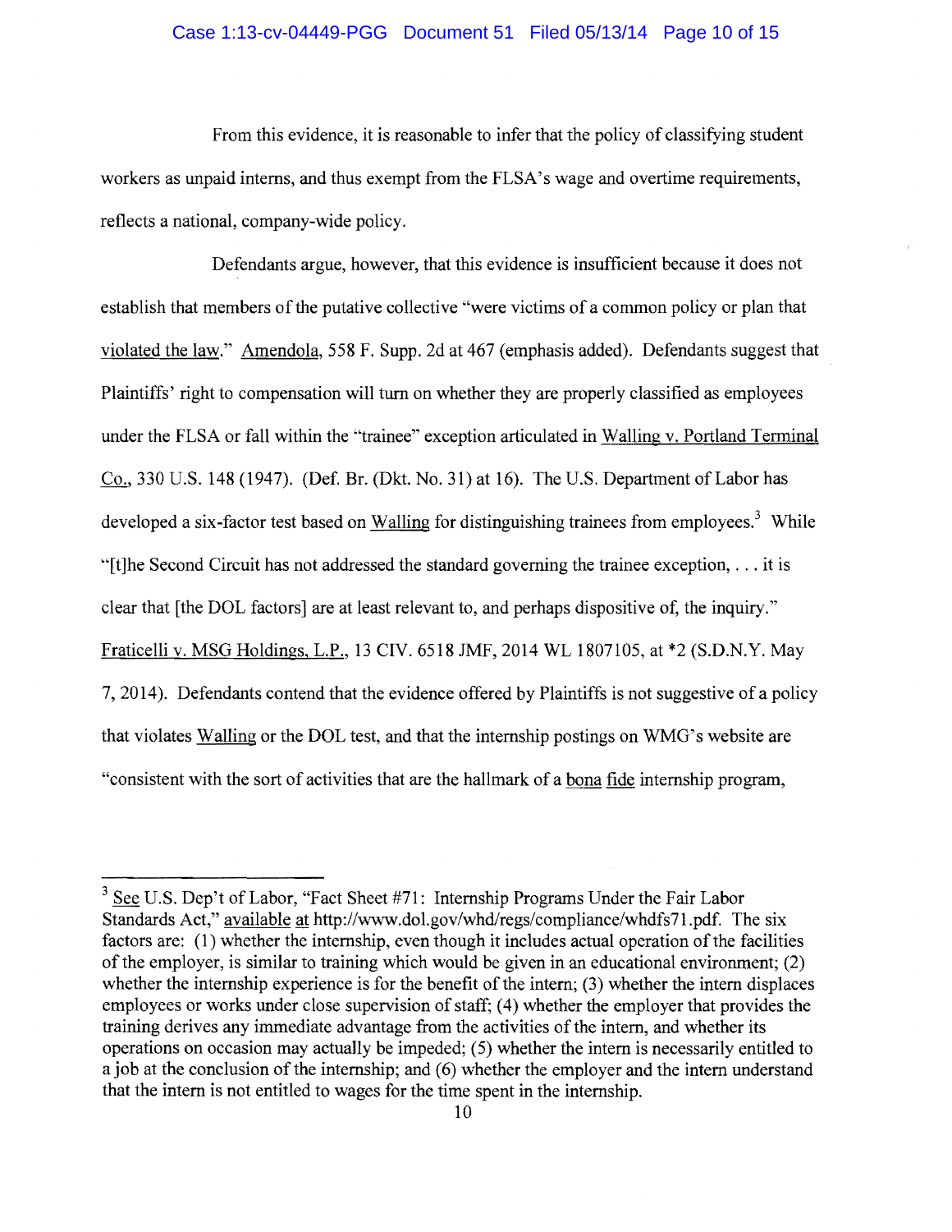From this evidence, it is reasonable to infer that the policy of classifying student workers as unpaid interns, and thus exempt from the FLSA's wage and overtime requirements, reflects a national, company-wide policy.

Defendants argue, however, that this evidence is insufficient because it does not establish that members of the putative collective "were victims of a common policy or plan that violated the law." Amendola, 558 F. Supp. 2d at 467 (emphasis added). Defendants suggest that Plaintiffs' right to compensation will turn on whether they are properly classified as employees under the FLSA or fall within the "trainee" exception articulated in Walling v. Portland Terminal Co., 330 U.S. 148 (1947). (Def. Br. (Dkt. No. 31) at 16). The U.S. Department of Labor has developed a six-factor test based on Walling for distinguishing trainees from employees.[3] While "[t]he Second Circuit has not addressed the standard governing the trainee exception, . . . it is clear that [the DOL factors] are at least relevant to, and perhaps dispositive of, the inquiry." Fraticelli v. MSG Holdings, L.P., 13 CIV. 6518 JMF, 2014 WL 1807105, at *2 (S.D.N.Y. May 7, 2014). Defendants contend that the evidence offered by Plaintiffs is not suggestive of a policy that violates Walling or the DOL test, and that the internship postings on WMG's website are "consistent with the sort of activities that are the hallmark of a bona fide internship program,

---

[3] See U.S. Dep't of Labor, "Fact Sheet #71: Internship Programs Under the Fair Labor Standards Act," available at http://www.dol.gov/whd/regs/compliance/whdfs71.pdf. The six factors are: (1) whether the internship, even though it includes actual operation of the facilities of the employer, is similar to training which would be given in an educational environment; (2) whether the internship experience is for the benefit of the intern; (3) whether the intern displaces employees or works under close supervision of staff; (4) whether the employer that provides the training derives any immediate advantage from the activities of the intern, and whether its operations on occasion may actually be impeded; (5) whether the intern is necessarily entitled to a job at the conclusion of the internship; and (6) whether the employer and the intern understand that the intern is not entitled to wages for the time spent in the internship.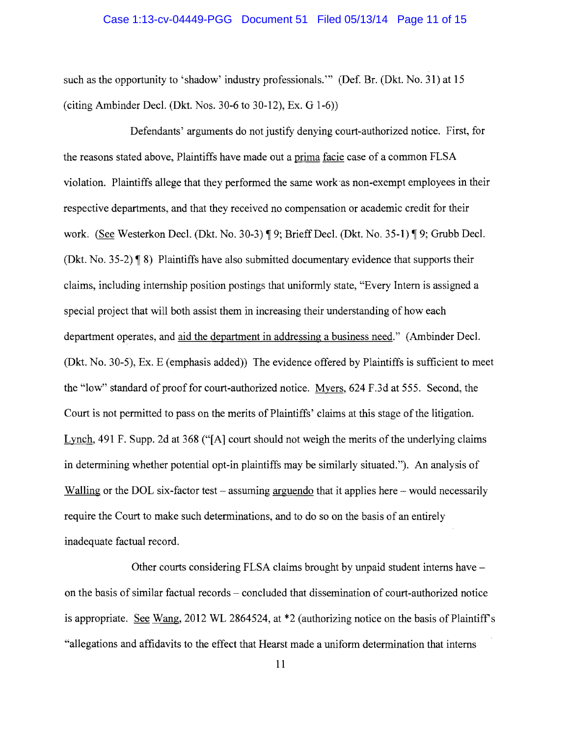such as the opportunity to 'shadow' industry professionals.'" (Def. Br. (Dkt. No. 31) at 15 (citing Ambinder Decl. (Dkt. Nos. 30-6 to 30-12), Ex. G 1-6))

Defendants' arguments do not justify denying court-authorized notice. First, for the reasons stated above, Plaintiffs have made out a prima facie case of a common FLSA violation. Plaintiffs allege that they performed the same work as non-exempt employees in their respective departments, and that they received no compensation or academic credit for their work. (See Westerkon Decl. (Dkt. No. 30-3) ¶ 9; Brieff Decl. (Dkt. No. 35-1) ¶ 9; Grubb Decl. (Dkt. No. 35-2) ¶ 8) Plaintiffs have also submitted documentary evidence that supports their claims, including internship position postings that uniformly state, "Every Intern is assigned a special project that will both assist them in increasing their understanding of how each department operates, and aid the department in addressing a business need." (Ambinder Decl. (Dkt. No. 30-5), Ex. E (emphasis added)) The evidence offered by Plaintiffs is sufficient to meet the "low" standard of proof for court-authorized notice. Myers, 624 F.3d at 555. Second, the Court is not permitted to pass on the merits of Plaintiffs' claims at this stage of the litigation. Lynch, 491 F. Supp. 2d at 368 ("[A] court should not weigh the merits of the underlying claims in determining whether potential opt-in plaintiffs may be similarly situated."). An analysis of Walling or the DOL six-factor test – assuming arguendo that it applies here – would necessarily require the Court to make such determinations, and to do so on the basis of an entirely inadequate factual record.

Other courts considering FLSA claims brought by unpaid student interns have – on the basis of similar factual records – concluded that dissemination of court-authorized notice is appropriate. See Wang, 2012 WL 2864524, at *2 (authorizing notice on the basis of Plaintiff's "allegations and affidavits to the effect that Hearst made a uniform determination that interns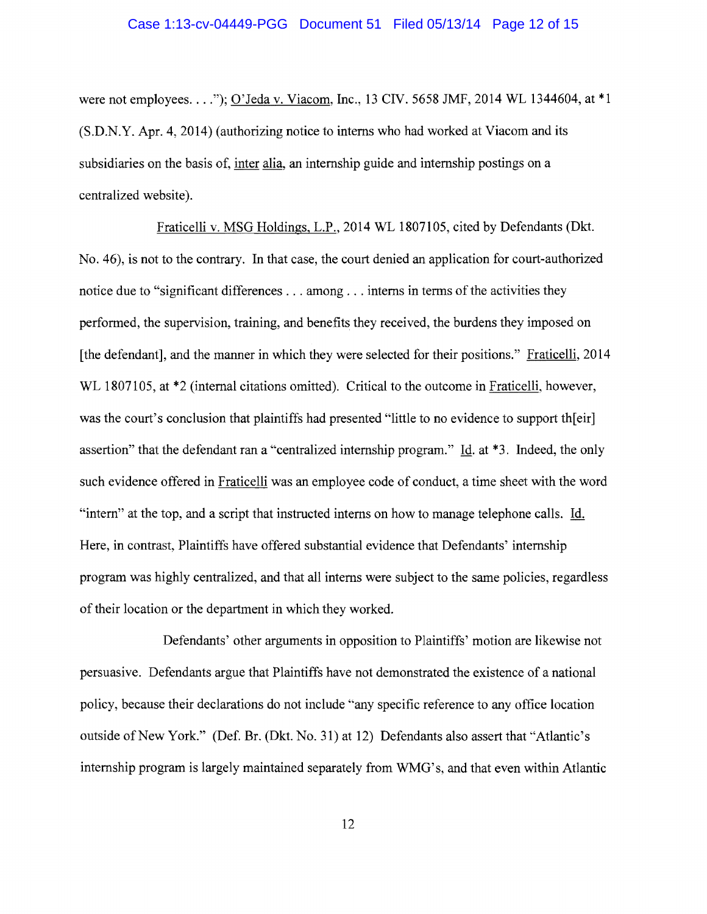were not employees. . . ."); O'Jeda v. Viacom, Inc., 13 CIV. 5658 JMF, 2014 WL 1344604, at *1 (S.D.N.Y. Apr. 4, 2014) (authorizing notice to interns who had worked at Viacom and its subsidiaries on the basis of, inter alia, an internship guide and internship postings on a centralized website).

Fraticelli v. MSG Holdings, L.P., 2014 WL 1807105, cited by Defendants (Dkt. No. 46), is not to the contrary. In that case, the court denied an application for court-authorized notice due to "significant differences . . . among . . . interns in terms of the activities they performed, the supervision, training, and benefits they received, the burdens they imposed on [the defendant], and the manner in which they were selected for their positions." Fraticelli, 2014 WL 1807105, at *2 (internal citations omitted). Critical to the outcome in Fraticelli, however, was the court's conclusion that plaintiffs had presented "little to no evidence to support th[eir] assertion" that the defendant ran a "centralized internship program." Id. at *3. Indeed, the only such evidence offered in Fraticelli was an employee code of conduct, a time sheet with the word "intern" at the top, and a script that instructed interns on how to manage telephone calls. Id. Here, in contrast, Plaintiffs have offered substantial evidence that Defendants' internship program was highly centralized, and that all interns were subject to the same policies, regardless of their location or the department in which they worked.

Defendants' other arguments in opposition to Plaintiffs' motion are likewise not persuasive. Defendants argue that Plaintiffs have not demonstrated the existence of a national policy, because their declarations do not include "any specific reference to any office location outside of New York." (Def. Br. (Dkt. No. 31) at 12) Defendants also assert that "Atlantic's internship program is largely maintained separately from WMG's, and that even within Atlantic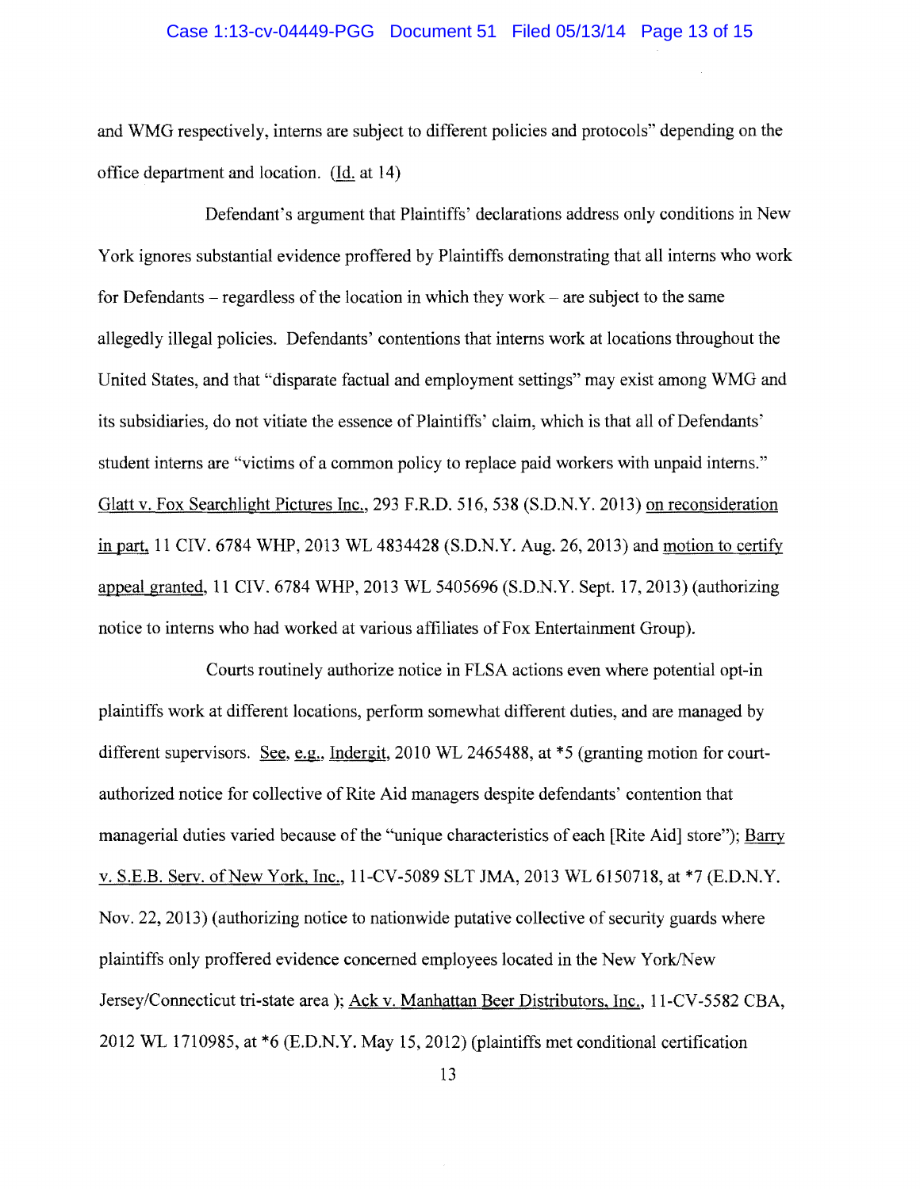and WMG respectively, interns are subject to different policies and protocols" depending on the office department and location. (Id. at 14)

Defendant's argument that Plaintiffs' declarations address only conditions in New York ignores substantial evidence proffered by Plaintiffs demonstrating that all interns who work for Defendants – regardless of the location in which they work – are subject to the same allegedly illegal policies. Defendants' contentions that interns work at locations throughout the United States, and that "disparate factual and employment settings" may exist among WMG and its subsidiaries, do not vitiate the essence of Plaintiffs' claim, which is that all of Defendants' student interns are "victims of a common policy to replace paid workers with unpaid interns." Glatt v. Fox Searchlight Pictures Inc., 293 F.R.D. 516, 538 (S.D.N.Y. 2013) on reconsideration in part, 11 CIV. 6784 WHP, 2013 WL 4834428 (S.D.N.Y. Aug. 26, 2013) and motion to certify appeal granted, 11 CIV. 6784 WHP, 2013 WL 5405696 (S.D.N.Y. Sept. 17, 2013) (authorizing notice to interns who had worked at various affiliates of Fox Entertainment Group).

Courts routinely authorize notice in FLSA actions even where potential opt-in plaintiffs work at different locations, perform somewhat different duties, and are managed by different supervisors. See, e.g., Indergit, 2010 WL 2465488, at *5 (granting motion for court-authorized notice for collective of Rite Aid managers despite defendants' contention that managerial duties varied because of the "unique characteristics of each [Rite Aid] store"); Barry v. S.E.B. Serv. of New York, Inc., 11-CV-5089 SLT JMA, 2013 WL 6150718, at *7 (E.D.N.Y. Nov. 22, 2013) (authorizing notice to nationwide putative collective of security guards where plaintiffs only proffered evidence concerned employees located in the New York/New Jersey/Connecticut tri-state area ); Ack v. Manhattan Beer Distributors, Inc., 11-CV-5582 CBA, 2012 WL 1710985, at *6 (E.D.N.Y. May 15, 2012) (plaintiffs met conditional certification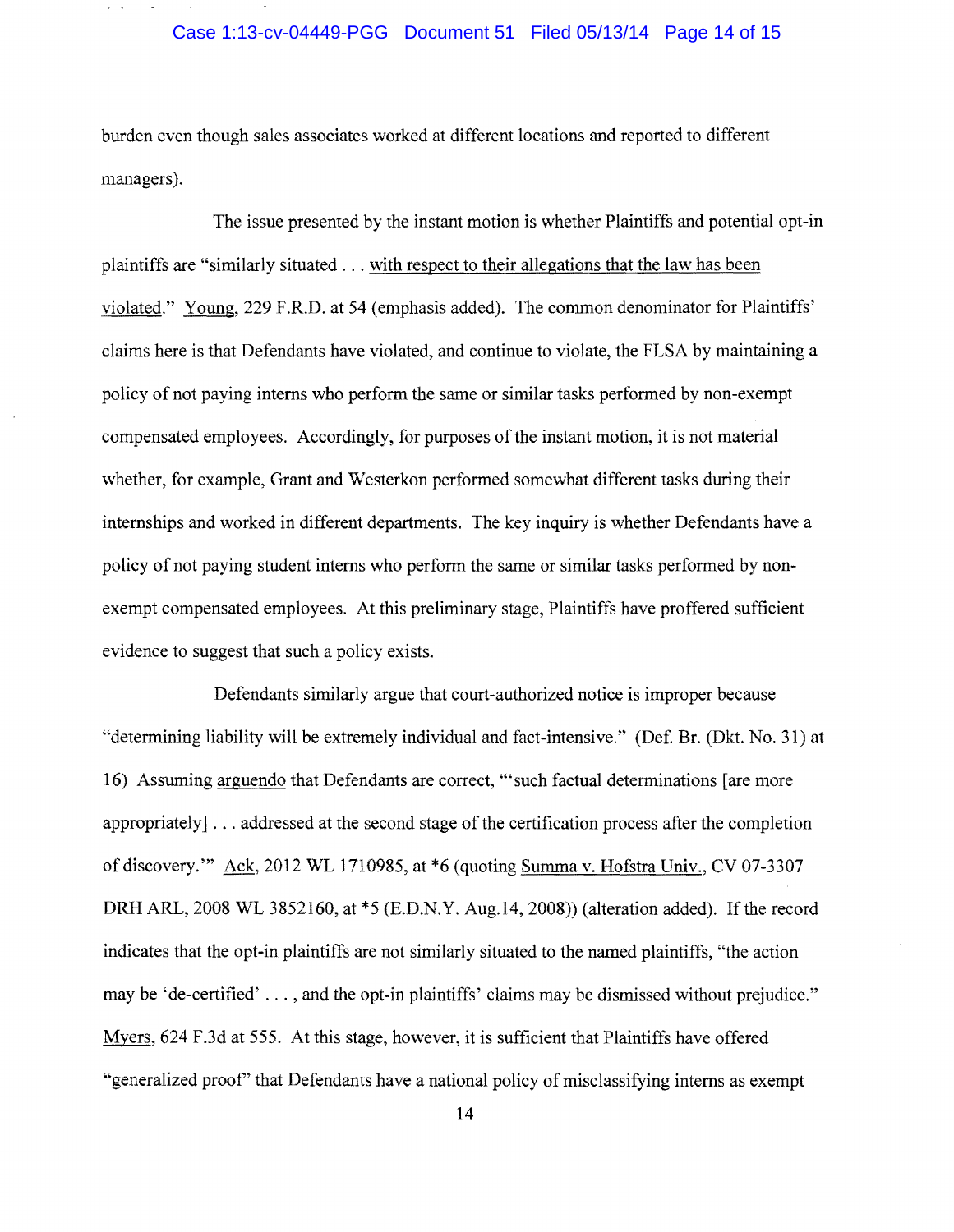burden even though sales associates worked at different locations and reported to different managers).

The issue presented by the instant motion is whether Plaintiffs and potential opt-in plaintiffs are "similarly situated . . . with respect to their allegations that the law has been violated." Young, 229 F.R.D. at 54 (emphasis added). The common denominator for Plaintiffs' claims here is that Defendants have violated, and continue to violate, the FLSA by maintaining a policy of not paying interns who perform the same or similar tasks performed by non-exempt compensated employees. Accordingly, for purposes of the instant motion, it is not material whether, for example, Grant and Westerkon performed somewhat different tasks during their internships and worked in different departments. The key inquiry is whether Defendants have a policy of not paying student interns who perform the same or similar tasks performed by non-exempt compensated employees. At this preliminary stage, Plaintiffs have proffered sufficient evidence to suggest that such a policy exists.

Defendants similarly argue that court-authorized notice is improper because "determining liability will be extremely individual and fact-intensive." (Def. Br. (Dkt. No. 31) at 16) Assuming arguendo that Defendants are correct, "'such factual determinations [are more appropriately] . . . addressed at the second stage of the certification process after the completion of discovery.'" Ack, 2012 WL 1710985, at *6 (quoting Summa v. Hofstra Univ., CV 07-3307 DRH ARL, 2008 WL 3852160, at *5 (E.D.N.Y. Aug.14, 2008)) (alteration added). If the record indicates that the opt-in plaintiffs are not similarly situated to the named plaintiffs, "the action may be 'de-certified' . . . , and the opt-in plaintiffs' claims may be dismissed without prejudice." Myers, 624 F.3d at 555. At this stage, however, it is sufficient that Plaintiffs have offered "generalized proof" that Defendants have a national policy of misclassifying interns as exempt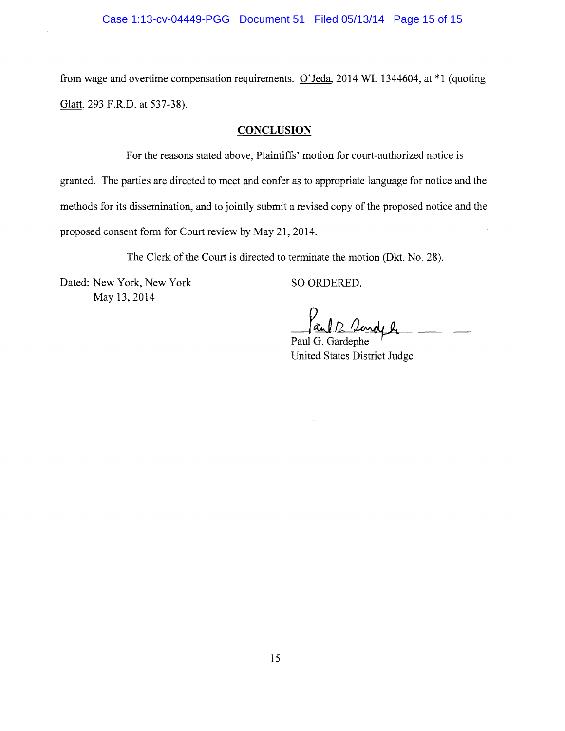from wage and overtime compensation requirements. O'Jeda, 2014 WL 1344604, at *1 (quoting Glatt, 293 F.R.D. at 537-38).

## CONCLUSION

For the reasons stated above, Plaintiffs' motion for court-authorized notice is granted. The parties are directed to meet and confer as to appropriate language for notice and the methods for its dissemination, and to jointly submit a revised copy of the proposed notice and the proposed consent form for Court review by May 21, 2014.

The Clerk of the Court is directed to terminate the motion (Dkt. No. 28).

Dated: New York, New York
May 13, 2014

SO ORDERED.

Paul G. Gardephe
United States District Judge